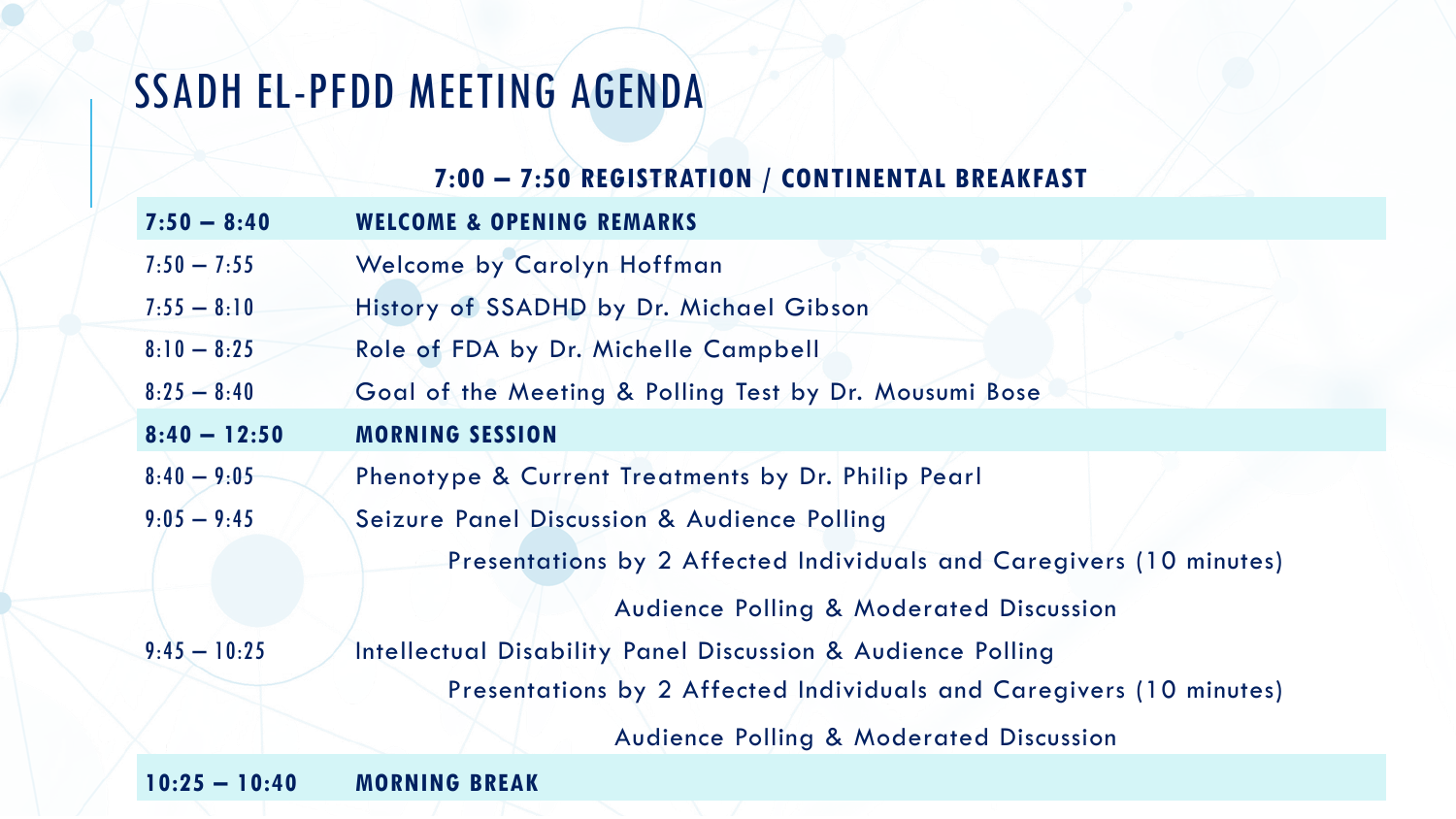# SSADH EL-PFDD MEETING AGENDA

**7:00 – 7:50 REGISTRATION / CONTINENTAL BREAKFAST**

| | |
|---|---|
| **7:50 – 8:40** | **WELCOME & OPENING REMARKS** |
| 7:50 – 7:55 | Welcome by Carolyn Hoffman |
| 7:55 – 8:10 | History of SSADHD by Dr. Michael Gibson |
| 8:10 – 8:25 | Role of FDA by Dr. Michelle Campbell |
| 8:25 – 8:40 | Goal of the Meeting & Polling Test by Dr. Mousumi Bose |
| **8:40 – 12:50** | **MORNING SESSION** |
| 8:40 – 9:05 | Phenotype & Current Treatments by Dr. Philip Pearl |
| 9:05 – 9:45 | Seizure Panel Discussion & Audience Polling |
| | Presentations by 2 Affected Individuals and Caregivers (10 minutes) |
| | Audience Polling & Moderated Discussion |
| 9:45 – 10:25 | Intellectual Disability Panel Discussion & Audience Polling |
| | Presentations by 2 Affected Individuals and Caregivers (10 minutes) |
| | Audience Polling & Moderated Discussion |
| **10:25 – 10:40** | **MORNING BREAK** |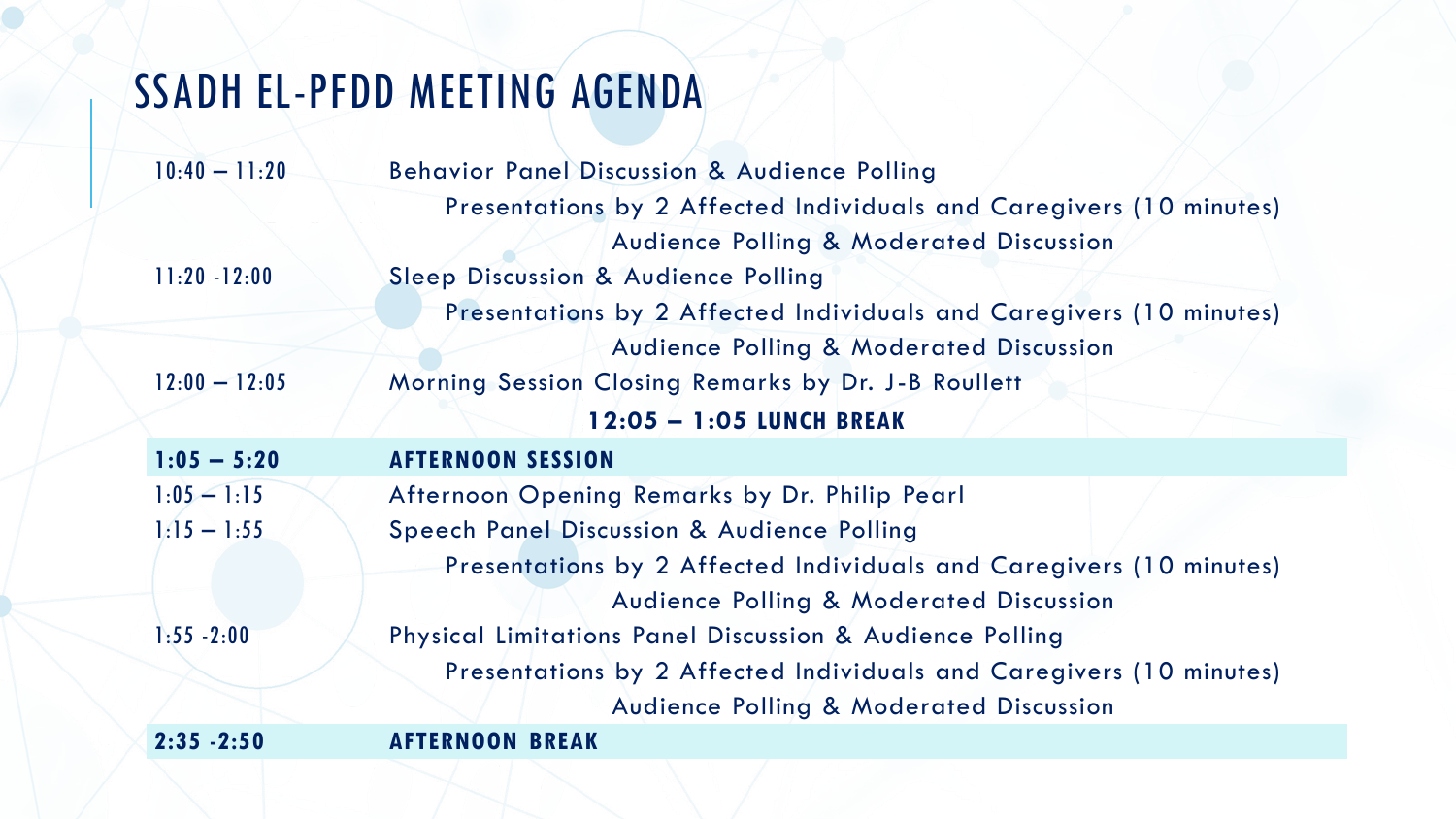# SSADH EL-PFDD MEETING AGENDA

| | |
|---|---|
| 10:40 – 11:20 | Behavior Panel Discussion & Audience Polling |
| | Presentations by 2 Affected Individuals and Caregivers (10 minutes) |
| | Audience Polling & Moderated Discussion |
| 11:20 -12:00 | Sleep Discussion & Audience Polling |
| | Presentations by 2 Affected Individuals and Caregivers (10 minutes) |
| | Audience Polling & Moderated Discussion |
| 12:00 – 12:05 | Morning Session Closing Remarks by Dr. J-B Roullett |
| | **12:05 – 1:05 LUNCH BREAK** |
| **1:05 – 5:20** | **AFTERNOON SESSION** |
| 1:05 – 1:15 | Afternoon Opening Remarks by Dr. Philip Pearl |
| 1:15 – 1:55 | Speech Panel Discussion & Audience Polling |
| | Presentations by 2 Affected Individuals and Caregivers (10 minutes) |
| | Audience Polling & Moderated Discussion |
| 1:55 -2:00 | Physical Limitations Panel Discussion & Audience Polling |
| | Presentations by 2 Affected Individuals and Caregivers (10 minutes) |
| | Audience Polling & Moderated Discussion |
| **2:35 -2:50** | **AFTERNOON BREAK** |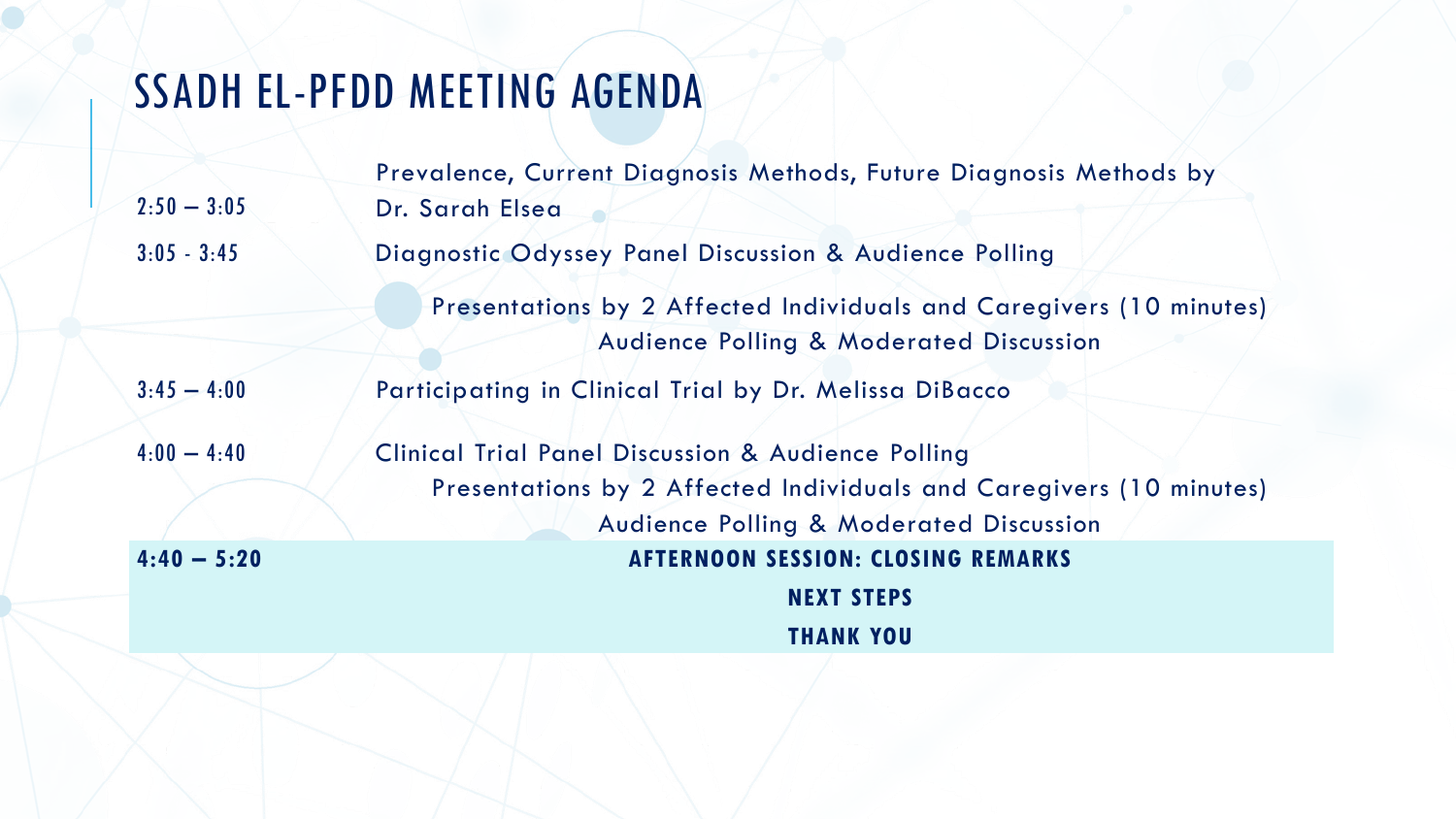# SSADH EL-PFDD MEETING AGENDA

| | |
|---|---|
| 2:50 – 3:05 | Prevalence, Current Diagnosis Methods, Future Diagnosis Methods by Dr. Sarah Elsea |
| 3:05 - 3:45 | Diagnostic Odyssey Panel Discussion & Audience Polling<br>Presentations by 2 Affected Individuals and Caregivers (10 minutes)<br>Audience Polling & Moderated Discussion |
| 3:45 – 4:00 | Participating in Clinical Trial by Dr. Melissa DiBacco |
| 4:00 – 4:40 | Clinical Trial Panel Discussion & Audience Polling<br>Presentations by 2 Affected Individuals and Caregivers (10 minutes)<br>Audience Polling & Moderated Discussion |
| **4:40 – 5:20** | **AFTERNOON SESSION: CLOSING REMARKS**<br>**NEXT STEPS**<br>**THANK YOU** |